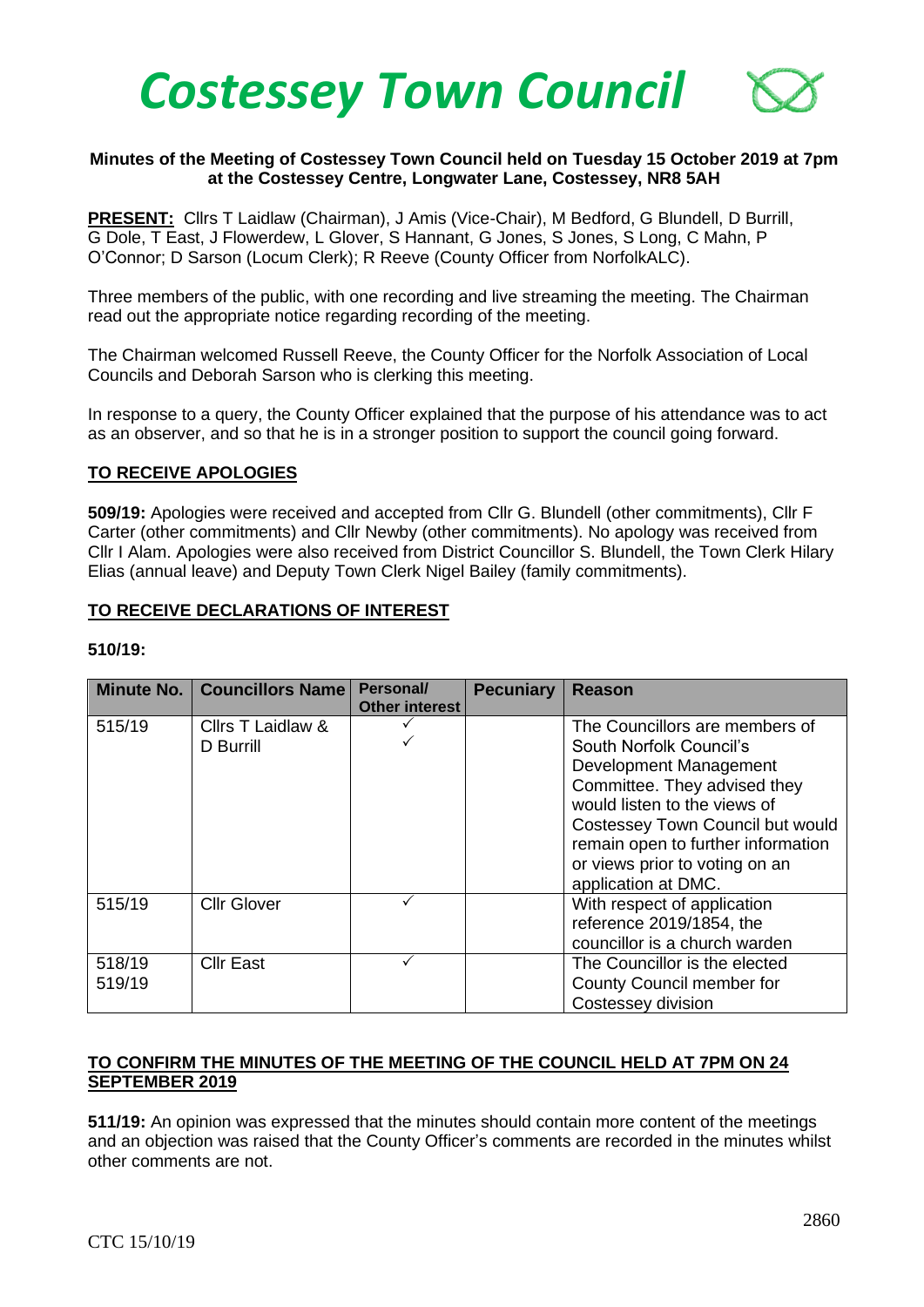# Costessey Town Council

**Minutes of the Meeting of Costessey Town Council held on Tuesday 15 October 2019 at 7pm at the Costessey Centre, Longwater Lane, Costessey, NR8 5AH**

**PRESENT:** Cllrs T Laidlaw (Chairman), J Amis (Vice-Chair), M Bedford, G Blundell, D Burrill, G Dole, T East, J Flowerdew, L Glover, S Hannant, G Jones, S Jones, S Long, C Mahn, P O'Connor; D Sarson (Locum Clerk); R Reeve (County Officer from NorfolkALC).

Three members of the public, with one recording and live streaming the meeting. The Chairman read out the appropriate notice regarding recording of the meeting.

The Chairman welcomed Russell Reeve, the County Officer for the Norfolk Association of Local Councils and Deborah Sarson who is clerking this meeting.

In response to a query, the County Officer explained that the purpose of his attendance was to act as an observer, and so that he is in a stronger position to support the council going forward.

## TO RECEIVE APOLOGIES

**509/19:** Apologies were received and accepted from Cllr G. Blundell (other commitments), Cllr F Carter (other commitments) and Cllr Newby (other commitments). No apology was received from Cllr I Alam. Apologies were also received from District Councillor S. Blundell, the Town Clerk Hilary Elias (annual leave) and Deputy Town Clerk Nigel Bailey (family commitments).

## TO RECEIVE DECLARATIONS OF INTEREST

**510/19:**

| Minute No. | Councillors Name | Personal/ Other interest | Pecuniary | Reason |
|---|---|---|---|---|
| 515/19 | Cllrs T Laidlaw & D Burrill | ✓ ✓ | | The Councillors are members of South Norfolk Council's Development Management Committee. They advised they would listen to the views of Costessey Town Council but would remain open to further information or views prior to voting on an application at DMC. |
| 515/19 | Cllr Glover | ✓ | | With respect of application reference 2019/1854, the councillor is a church warden |
| 518/19 519/19 | Cllr East | ✓ | | The Councillor is the elected County Council member for Costessey division |

## TO CONFIRM THE MINUTES OF THE MEETING OF THE COUNCIL HELD AT 7PM ON 24 SEPTEMBER 2019

**511/19:** An opinion was expressed that the minutes should contain more content of the meetings and an objection was raised that the County Officer's comments are recorded in the minutes whilst other comments are not.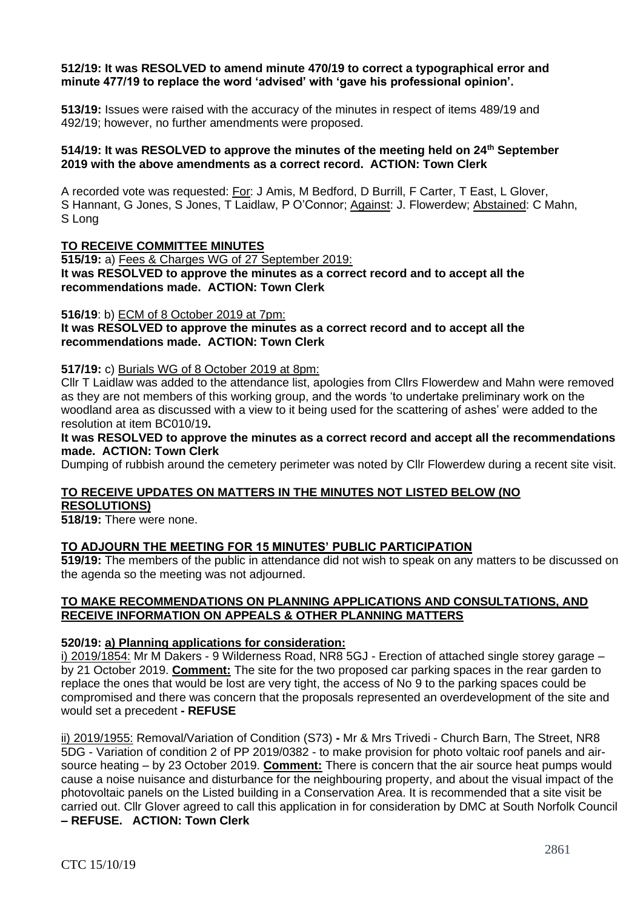**512/19: It was RESOLVED to amend minute 470/19 to correct a typographical error and minute 477/19 to replace the word 'advised' with 'gave his professional opinion'.**

**513/19:** Issues were raised with the accuracy of the minutes in respect of items 489/19 and 492/19; however, no further amendments were proposed.

**514/19: It was RESOLVED to approve the minutes of the meeting held on 24th September 2019 with the above amendments as a correct record. ACTION: Town Clerk**

A recorded vote was requested: For: J Amis, M Bedford, D Burrill, F Carter, T East, L Glover, S Hannant, G Jones, S Jones, T Laidlaw, P O'Connor; Against: J. Flowerdew; Abstained: C Mahn, S Long

**TO RECEIVE COMMITTEE MINUTES**

**515/19:** a) Fees & Charges WG of 27 September 2019:
**It was RESOLVED to approve the minutes as a correct record and to accept all the recommendations made. ACTION: Town Clerk**

**516/19**: b) ECM of 8 October 2019 at 7pm:
**It was RESOLVED to approve the minutes as a correct record and to accept all the recommendations made. ACTION: Town Clerk**

**517/19:** c) Burials WG of 8 October 2019 at 8pm:
Cllr T Laidlaw was added to the attendance list, apologies from Cllrs Flowerdew and Mahn were removed as they are not members of this working group, and the words 'to undertake preliminary work on the woodland area as discussed with a view to it being used for the scattering of ashes' were added to the resolution at item BC010/19**.**
**It was RESOLVED to approve the minutes as a correct record and accept all the recommendations made. ACTION: Town Clerk**
Dumping of rubbish around the cemetery perimeter was noted by Cllr Flowerdew during a recent site visit.

**TO RECEIVE UPDATES ON MATTERS IN THE MINUTES NOT LISTED BELOW (NO RESOLUTIONS)**

**518/19:** There were none.

**TO ADJOURN THE MEETING FOR 15 MINUTES' PUBLIC PARTICIPATION**

**519/19:** The members of the public in attendance did not wish to speak on any matters to be discussed on the agenda so the meeting was not adjourned.

**TO MAKE RECOMMENDATIONS ON PLANNING APPLICATIONS AND CONSULTATIONS, AND RECEIVE INFORMATION ON APPEALS & OTHER PLANNING MATTERS**

**520/19: a) Planning applications for consideration:**

i) 2019/1854: Mr M Dakers - 9 Wilderness Road, NR8 5GJ - Erection of attached single storey garage – by 21 October 2019. **Comment:** The site for the two proposed car parking spaces in the rear garden to replace the ones that would be lost are very tight, the access of No 9 to the parking spaces could be compromised and there was concern that the proposals represented an overdevelopment of the site and would set a precedent **- REFUSE**

ii) 2019/1955: Removal/Variation of Condition (S73) **-** Mr & Mrs Trivedi - Church Barn, The Street, NR8 5DG - Variation of condition 2 of PP 2019/0382 - to make provision for photo voltaic roof panels and air-source heating – by 23 October 2019. **Comment:** There is concern that the air source heat pumps would cause a noise nuisance and disturbance for the neighbouring property, and about the visual impact of the photovoltaic panels on the Listed building in a Conservation Area. It is recommended that a site visit be carried out. Cllr Glover agreed to call this application in for consideration by DMC at South Norfolk Council **– REFUSE. ACTION: Town Clerk**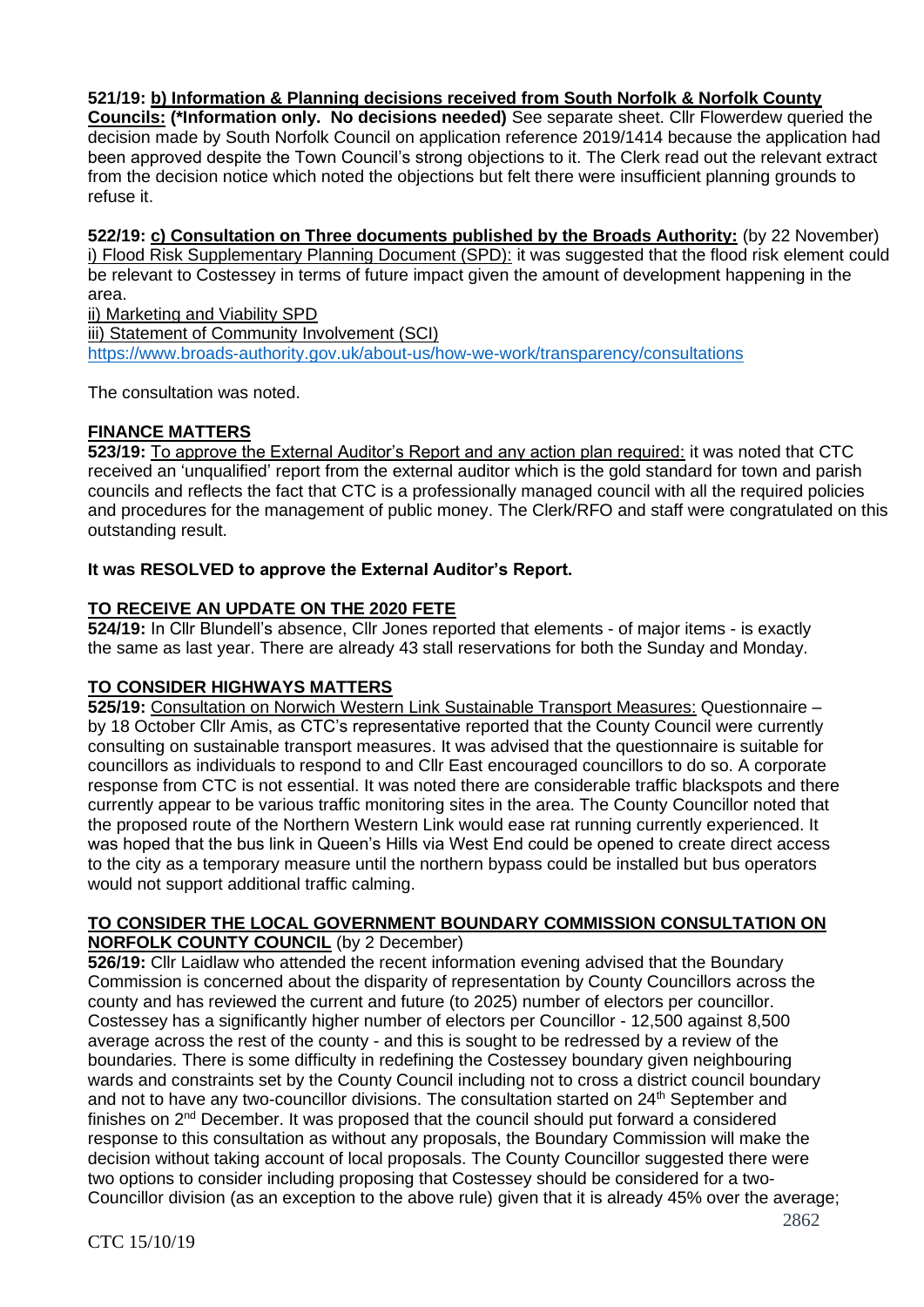**521/19:** **b) Information & Planning decisions received from South Norfolk & Norfolk County Councils:** **(*Information only. No decisions needed)** See separate sheet. Cllr Flowerdew queried the decision made by South Norfolk Council on application reference 2019/1414 because the application had been approved despite the Town Council's strong objections to it. The Clerk read out the relevant extract from the decision notice which noted the objections but felt there were insufficient planning grounds to refuse it.

**522/19:** **c) Consultation on Three documents published by the Broads Authority:** (by 22 November)
i) Flood Risk Supplementary Planning Document (SPD): it was suggested that the flood risk element could be relevant to Costessey in terms of future impact given the amount of development happening in the area.
ii) Marketing and Viability SPD
iii) Statement of Community Involvement (SCI)
https://www.broads-authority.gov.uk/about-us/how-we-work/transparency/consultations

The consultation was noted.

## FINANCE MATTERS

**523/19:** To approve the External Auditor's Report and any action plan required: it was noted that CTC received an 'unqualified' report from the external auditor which is the gold standard for town and parish councils and reflects the fact that CTC is a professionally managed council with all the required policies and procedures for the management of public money. The Clerk/RFO and staff were congratulated on this outstanding result.

**It was RESOLVED to approve the External Auditor's Report.**

## TO RECEIVE AN UPDATE ON THE 2020 FETE

**524/19:** In Cllr Blundell's absence, Cllr Jones reported that elements - of major items - is exactly the same as last year. There are already 43 stall reservations for both the Sunday and Monday.

## TO CONSIDER HIGHWAYS MATTERS

**525/19:** Consultation on Norwich Western Link Sustainable Transport Measures: Questionnaire – by 18 October Cllr Amis, as CTC's representative reported that the County Council were currently consulting on sustainable transport measures. It was advised that the questionnaire is suitable for councillors as individuals to respond to and Cllr East encouraged councillors to do so. A corporate response from CTC is not essential. It was noted there are considerable traffic blackspots and there currently appear to be various traffic monitoring sites in the area. The County Councillor noted that the proposed route of the Northern Western Link would ease rat running currently experienced. It was hoped that the bus link in Queen's Hills via West End could be opened to create direct access to the city as a temporary measure until the northern bypass could be installed but bus operators would not support additional traffic calming.

## TO CONSIDER THE LOCAL GOVERNMENT BOUNDARY COMMISSION CONSULTATION ON NORFOLK COUNTY COUNCIL (by 2 December)

**526/19:** Cllr Laidlaw who attended the recent information evening advised that the Boundary Commission is concerned about the disparity of representation by County Councillors across the county and has reviewed the current and future (to 2025) number of electors per councillor. Costessey has a significantly higher number of electors per Councillor - 12,500 against 8,500 average across the rest of the county - and this is sought to be redressed by a review of the boundaries. There is some difficulty in redefining the Costessey boundary given neighbouring wards and constraints set by the County Council including not to cross a district council boundary and not to have any two-councillor divisions. The consultation started on 24th September and finishes on 2nd December. It was proposed that the council should put forward a considered response to this consultation as without any proposals, the Boundary Commission will make the decision without taking account of local proposals. The County Councillor suggested there were two options to consider including proposing that Costessey should be considered for a two-Councillor division (as an exception to the above rule) given that it is already 45% over the average;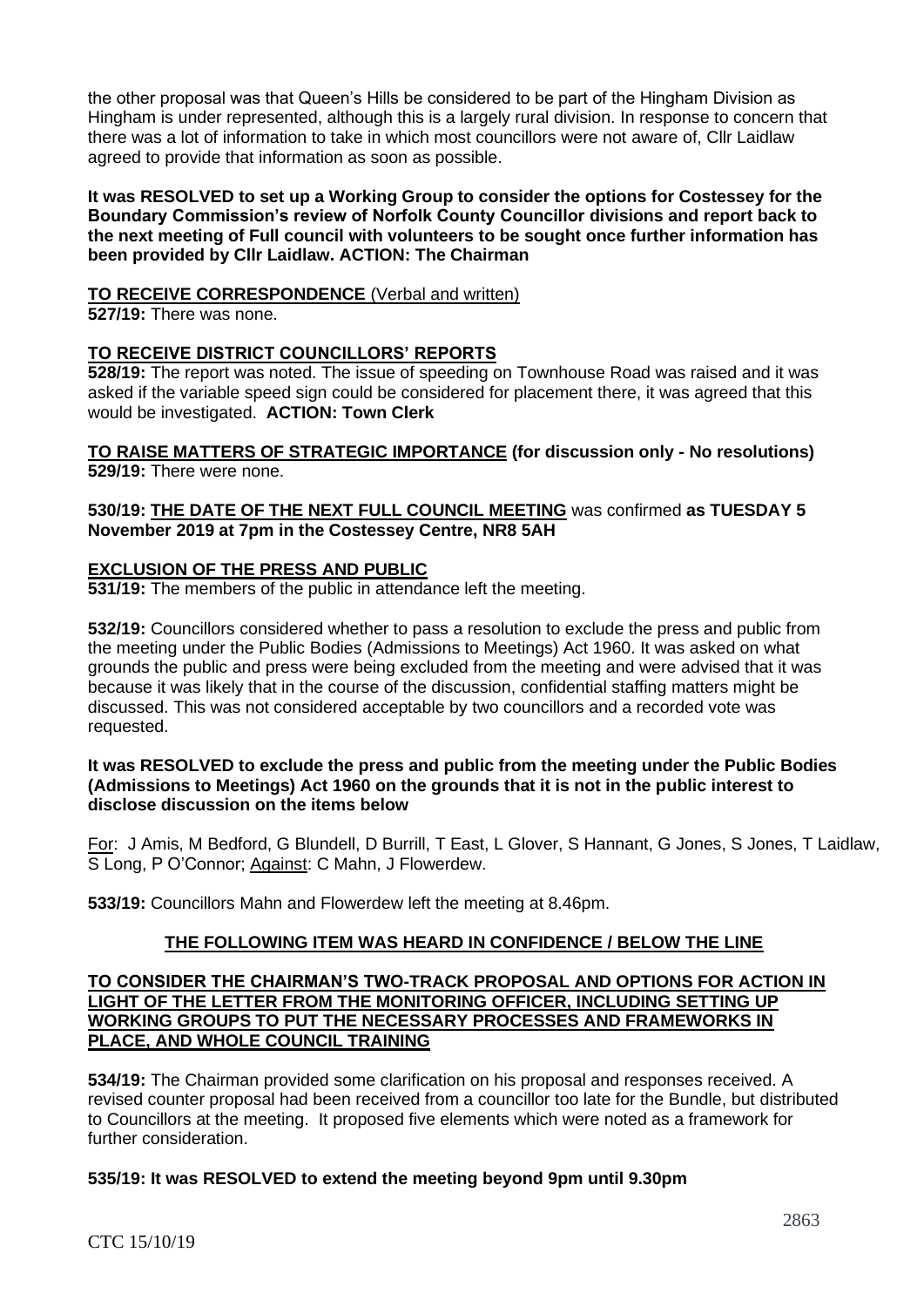the other proposal was that Queen's Hills be considered to be part of the Hingham Division as Hingham is under represented, although this is a largely rural division. In response to concern that there was a lot of information to take in which most councillors were not aware of, Cllr Laidlaw agreed to provide that information as soon as possible.

**It was RESOLVED to set up a Working Group to consider the options for Costessey for the Boundary Commission's review of Norfolk County Councillor divisions and report back to the next meeting of Full council with volunteers to be sought once further information has been provided by Cllr Laidlaw. ACTION: The Chairman**

**TO RECEIVE CORRESPONDENCE** (Verbal and written)

**527/19:** There was none.

**TO RECEIVE DISTRICT COUNCILLORS' REPORTS**

**528/19:** The report was noted. The issue of speeding on Townhouse Road was raised and it was asked if the variable speed sign could be considered for placement there, it was agreed that this would be investigated. **ACTION: Town Clerk**

**TO RAISE MATTERS OF STRATEGIC IMPORTANCE (for discussion only - No resolutions)**

**529/19:** There were none.

**530/19: THE DATE OF THE NEXT FULL COUNCIL MEETING** was confirmed **as TUESDAY 5 November 2019 at 7pm in the Costessey Centre, NR8 5AH**

**EXCLUSION OF THE PRESS AND PUBLIC**

**531/19:** The members of the public in attendance left the meeting.

**532/19:** Councillors considered whether to pass a resolution to exclude the press and public from the meeting under the Public Bodies (Admissions to Meetings) Act 1960. It was asked on what grounds the public and press were being excluded from the meeting and were advised that it was because it was likely that in the course of the discussion, confidential staffing matters might be discussed. This was not considered acceptable by two councillors and a recorded vote was requested.

**It was RESOLVED to exclude the press and public from the meeting under the Public Bodies (Admissions to Meetings) Act 1960 on the grounds that it is not in the public interest to disclose discussion on the items below**

For: J Amis, M Bedford, G Blundell, D Burrill, T East, L Glover, S Hannant, G Jones, S Jones, T Laidlaw, S Long, P O'Connor; Against: C Mahn, J Flowerdew.

**533/19:** Councillors Mahn and Flowerdew left the meeting at 8.46pm.

**THE FOLLOWING ITEM WAS HEARD IN CONFIDENCE / BELOW THE LINE**

**TO CONSIDER THE CHAIRMAN'S TWO-TRACK PROPOSAL AND OPTIONS FOR ACTION IN LIGHT OF THE LETTER FROM THE MONITORING OFFICER, INCLUDING SETTING UP WORKING GROUPS TO PUT THE NECESSARY PROCESSES AND FRAMEWORKS IN PLACE, AND WHOLE COUNCIL TRAINING**

**534/19:** The Chairman provided some clarification on his proposal and responses received. A revised counter proposal had been received from a councillor too late for the Bundle, but distributed to Councillors at the meeting. It proposed five elements which were noted as a framework for further consideration.

**535/19: It was RESOLVED to extend the meeting beyond 9pm until 9.30pm**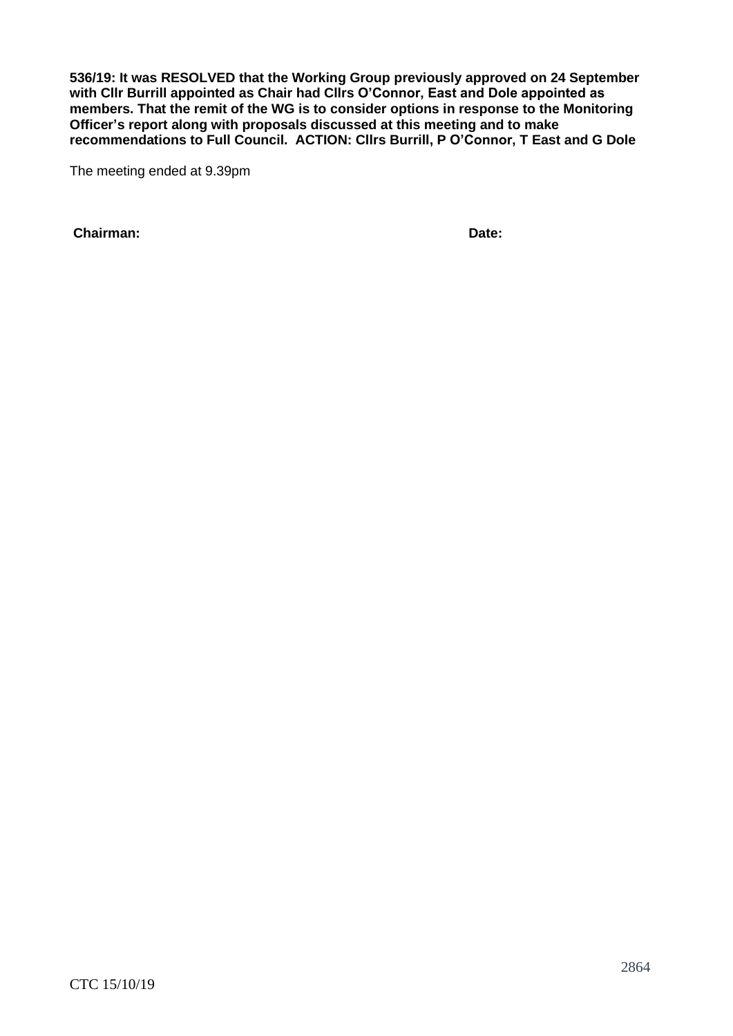**536/19: It was RESOLVED that the Working Group previously approved on 24 September with Cllr Burrill appointed as Chair had Cllrs O'Connor, East and Dole appointed as members. That the remit of the WG is to consider options in response to the Monitoring Officer's report along with proposals discussed at this meeting and to make recommendations to Full Council. ACTION: Cllrs Burrill, P O'Connor, T East and G Dole**

The meeting ended at 9.39pm

**Chairman:** **Date:**